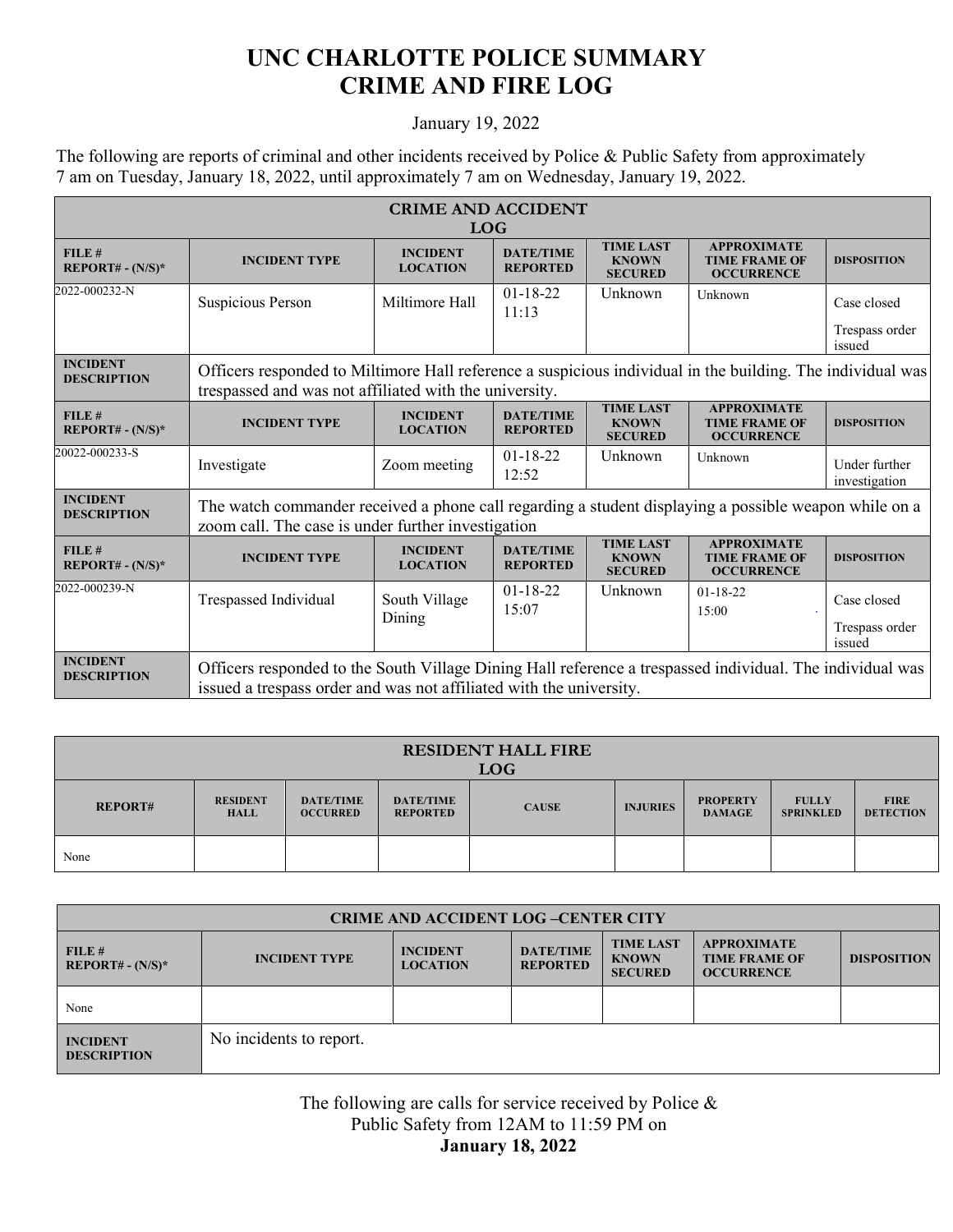# UNC CHARLOTTE POLICE SUMMARY
# CRIME AND FIRE LOG

January 19, 2022

The following are reports of criminal and other incidents received by Police & Public Safety from approximately 7 am on Tuesday, January 18, 2022, until approximately 7 am on Wednesday, January 19, 2022.

| CRIME AND ACCIDENT LOG | | | | | | |
|---|---|---|---|---|---|---|
| **FILE # REPORT# - (N/S)*** | **INCIDENT TYPE** | **INCIDENT LOCATION** | **DATE/TIME REPORTED** | **TIME LAST KNOWN SECURED** | **APPROXIMATE TIME FRAME OF OCCURRENCE** | **DISPOSITION** |
| 2022-000232-N | Suspicious Person | Miltimore Hall | 01-18-22 11:13 | Unknown | Unknown | Case closed<br>Trespass order issued |
| **INCIDENT DESCRIPTION** | Officers responded to Miltimore Hall reference a suspicious individual in the building. The individual was trespassed and was not affiliated with the university. | | | | | |
| **FILE # REPORT# - (N/S)*** | **INCIDENT TYPE** | **INCIDENT LOCATION** | **DATE/TIME REPORTED** | **TIME LAST KNOWN SECURED** | **APPROXIMATE TIME FRAME OF OCCURRENCE** | **DISPOSITION** |
| 20022-000233-S | Investigate | Zoom meeting | 01-18-22 12:52 | Unknown | Unknown | Under further investigation |
| **INCIDENT DESCRIPTION** | The watch commander received a phone call regarding a student displaying a possible weapon while on a zoom call. The case is under further investigation | | | | | |
| **FILE # REPORT# - (N/S)*** | **INCIDENT TYPE** | **INCIDENT LOCATION** | **DATE/TIME REPORTED** | **TIME LAST KNOWN SECURED** | **APPROXIMATE TIME FRAME OF OCCURRENCE** | **DISPOSITION** |
| 2022-000239-N | Trespassed Individual | South Village Dining | 01-18-22 15:07 | Unknown | 01-18-22 15:00 | Case closed<br>Trespass order issued |
| **INCIDENT DESCRIPTION** | Officers responded to the South Village Dining Hall reference a trespassed individual. The individual was issued a trespass order and was not affiliated with the university. | | | | | |

| RESIDENT HALL FIRE LOG | | | | | | | | |
|---|---|---|---|---|---|---|---|---|
| **REPORT#** | **RESIDENT HALL** | **DATE/TIME OCCURRED** | **DATE/TIME REPORTED** | **CAUSE** | **INJURIES** | **PROPERTY DAMAGE** | **FULLY SPRINKLED** | **FIRE DETECTION** |
| None | | | | | | | | |

| CRIME AND ACCIDENT LOG –CENTER CITY | | | | | | |
|---|---|---|---|---|---|---|
| **FILE # REPORT# - (N/S)*** | **INCIDENT TYPE** | **INCIDENT LOCATION** | **DATE/TIME REPORTED** | **TIME LAST KNOWN SECURED** | **APPROXIMATE TIME FRAME OF OCCURRENCE** | **DISPOSITION** |
| None | | | | | | |
| **INCIDENT DESCRIPTION** | No incidents to report. | | | | | |

The following are calls for service received by Police & Public Safety from 12AM to 11:59 PM on
**January 18, 2022**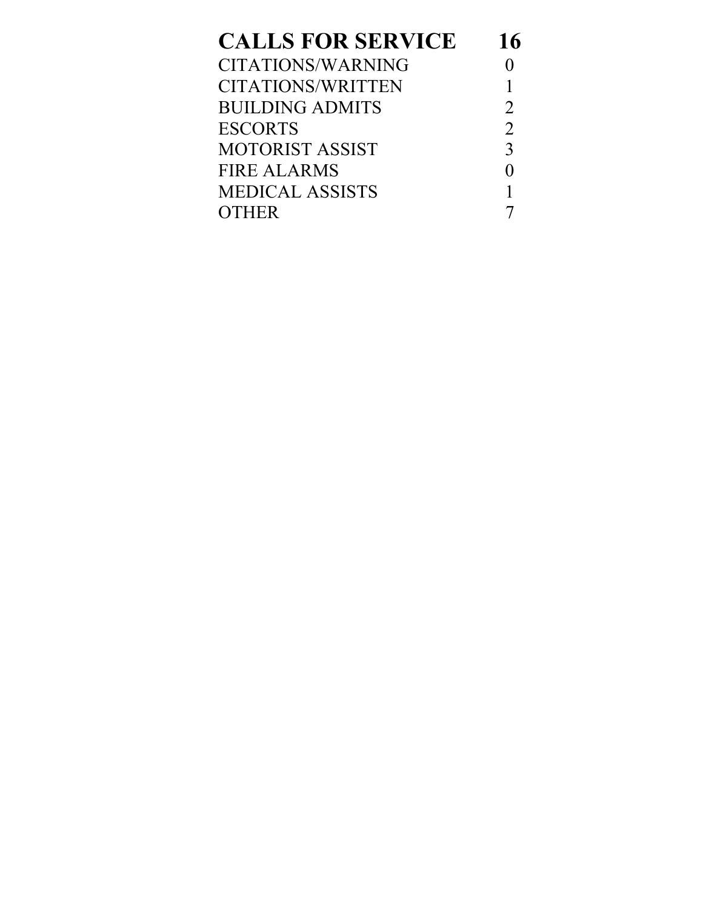| CALLS FOR SERVICE | 16 |
| --- | --- |
| CITATIONS/WARNING | 0 |
| CITATIONS/WRITTEN | 1 |
| BUILDING ADMITS | 2 |
| ESCORTS | 2 |
| MOTORIST ASSIST | 3 |
| FIRE ALARMS | 0 |
| MEDICAL ASSISTS | 1 |
| OTHER | 7 |